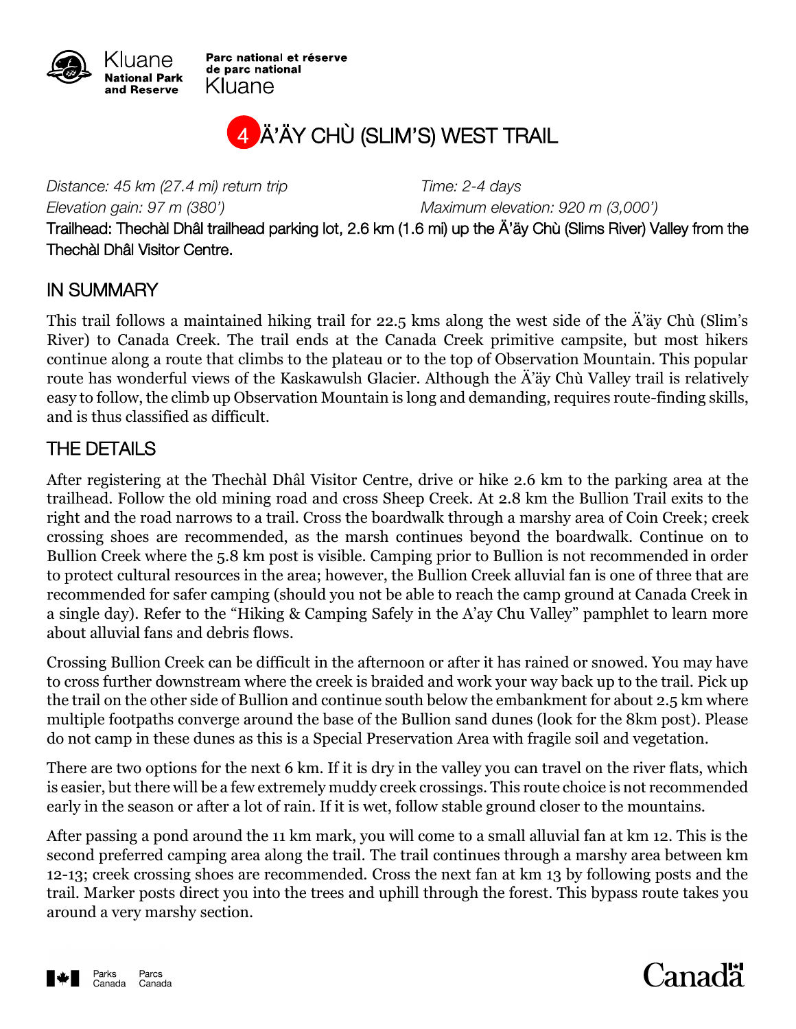Kluane National Park and Reserve

Parc national et réserve de parc national Kluane

# 4 Ä'ÄY CHÙ (SLIM'S) WEST TRAIL

*Distance: 45 km (27.4 mi) return trip* *Time: 2-4 days*

*Elevation gain: 97 m (380')* *Maximum elevation: 920 m (3,000')*

Trailhead: Thechàl Dhâl trailhead parking lot, 2.6 km (1.6 mi) up the Ä'äy Chù (Slims River) Valley from the Thechàl Dhâl Visitor Centre.

## IN SUMMARY

This trail follows a maintained hiking trail for 22.5 kms along the west side of the Ä'äy Chù (Slim's River) to Canada Creek. The trail ends at the Canada Creek primitive campsite, but most hikers continue along a route that climbs to the plateau or to the top of Observation Mountain. This popular route has wonderful views of the Kaskawulsh Glacier. Although the Ä'äy Chù Valley trail is relatively easy to follow, the climb up Observation Mountain is long and demanding, requires route-finding skills, and is thus classified as difficult.

## THE DETAILS

After registering at the Thechàl Dhâl Visitor Centre, drive or hike 2.6 km to the parking area at the trailhead. Follow the old mining road and cross Sheep Creek. At 2.8 km the Bullion Trail exits to the right and the road narrows to a trail. Cross the boardwalk through a marshy area of Coin Creek; creek crossing shoes are recommended, as the marsh continues beyond the boardwalk. Continue on to Bullion Creek where the 5.8 km post is visible. Camping prior to Bullion is not recommended in order to protect cultural resources in the area; however, the Bullion Creek alluvial fan is one of three that are recommended for safer camping (should you not be able to reach the camp ground at Canada Creek in a single day). Refer to the "Hiking & Camping Safely in the A'ay Chu Valley" pamphlet to learn more about alluvial fans and debris flows.

Crossing Bullion Creek can be difficult in the afternoon or after it has rained or snowed. You may have to cross further downstream where the creek is braided and work your way back up to the trail. Pick up the trail on the other side of Bullion and continue south below the embankment for about 2.5 km where multiple footpaths converge around the base of the Bullion sand dunes (look for the 8km post). Please do not camp in these dunes as this is a Special Preservation Area with fragile soil and vegetation.

There are two options for the next 6 km. If it is dry in the valley you can travel on the river flats, which is easier, but there will be a few extremely muddy creek crossings. This route choice is not recommended early in the season or after a lot of rain. If it is wet, follow stable ground closer to the mountains.

After passing a pond around the 11 km mark, you will come to a small alluvial fan at km 12. This is the second preferred camping area along the trail. The trail continues through a marshy area between km 12-13; creek crossing shoes are recommended. Cross the next fan at km 13 by following posts and the trail. Marker posts direct you into the trees and uphill through the forest. This bypass route takes you around a very marshy section.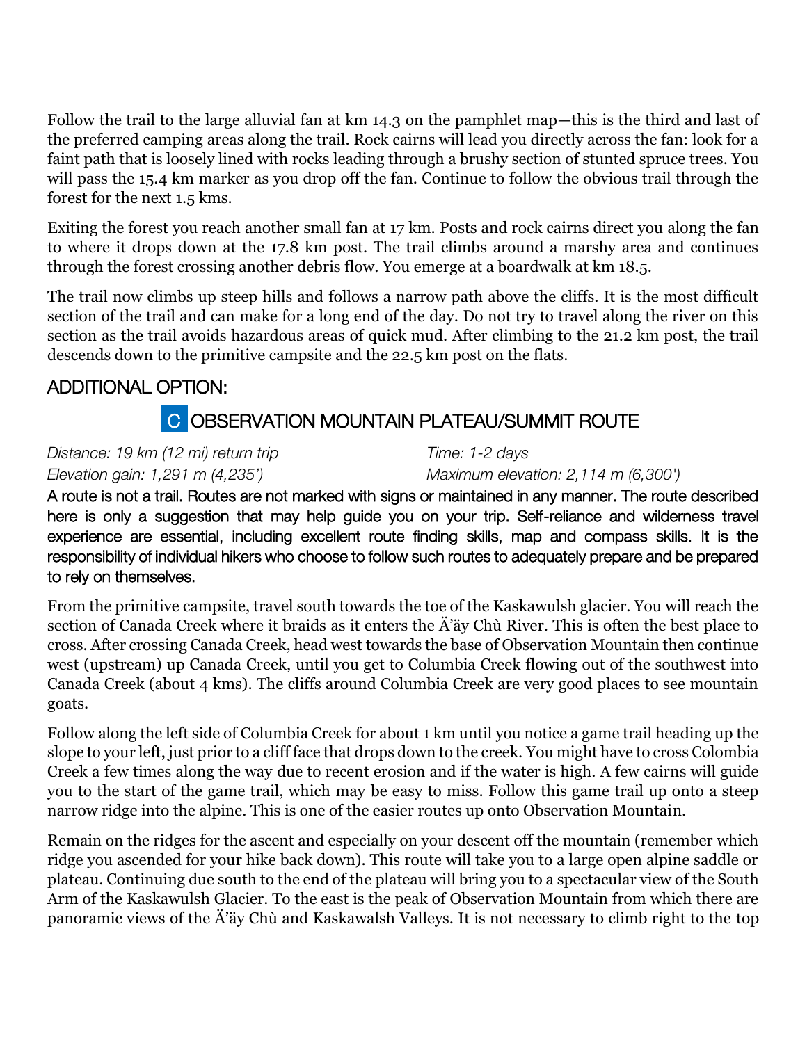Follow the trail to the large alluvial fan at km 14.3 on the pamphlet map—this is the third and last of the preferred camping areas along the trail. Rock cairns will lead you directly across the fan: look for a faint path that is loosely lined with rocks leading through a brushy section of stunted spruce trees. You will pass the 15.4 km marker as you drop off the fan. Continue to follow the obvious trail through the forest for the next 1.5 kms.

Exiting the forest you reach another small fan at 17 km. Posts and rock cairns direct you along the fan to where it drops down at the 17.8 km post. The trail climbs around a marshy area and continues through the forest crossing another debris flow. You emerge at a boardwalk at km 18.5.

The trail now climbs up steep hills and follows a narrow path above the cliffs. It is the most difficult section of the trail and can make for a long end of the day. Do not try to travel along the river on this section as the trail avoids hazardous areas of quick mud. After climbing to the 21.2 km post, the trail descends down to the primitive campsite and the 22.5 km post on the flats.

## ADDITIONAL OPTION:

### C OBSERVATION MOUNTAIN PLATEAU/SUMMIT ROUTE

*Distance: 19 km (12 mi) return trip* *Time: 1-2 days*
*Elevation gain: 1,291 m (4,235')* *Maximum elevation: 2,114 m (6,300')*

A route is not a trail. Routes are not marked with signs or maintained in any manner. The route described here is only a suggestion that may help guide you on your trip. Self-reliance and wilderness travel experience are essential, including excellent route finding skills, map and compass skills. It is the responsibility of individual hikers who choose to follow such routes to adequately prepare and be prepared to rely on themselves.

From the primitive campsite, travel south towards the toe of the Kaskawulsh glacier. You will reach the section of Canada Creek where it braids as it enters the Ä'äy Chù River. This is often the best place to cross. After crossing Canada Creek, head west towards the base of Observation Mountain then continue west (upstream) up Canada Creek, until you get to Columbia Creek flowing out of the southwest into Canada Creek (about 4 kms). The cliffs around Columbia Creek are very good places to see mountain goats.

Follow along the left side of Columbia Creek for about 1 km until you notice a game trail heading up the slope to your left, just prior to a cliff face that drops down to the creek. You might have to cross Colombia Creek a few times along the way due to recent erosion and if the water is high. A few cairns will guide you to the start of the game trail, which may be easy to miss. Follow this game trail up onto a steep narrow ridge into the alpine. This is one of the easier routes up onto Observation Mountain.

Remain on the ridges for the ascent and especially on your descent off the mountain (remember which ridge you ascended for your hike back down). This route will take you to a large open alpine saddle or plateau. Continuing due south to the end of the plateau will bring you to a spectacular view of the South Arm of the Kaskawulsh Glacier. To the east is the peak of Observation Mountain from which there are panoramic views of the Ä'äy Chù and Kaskawalsh Valleys. It is not necessary to climb right to the top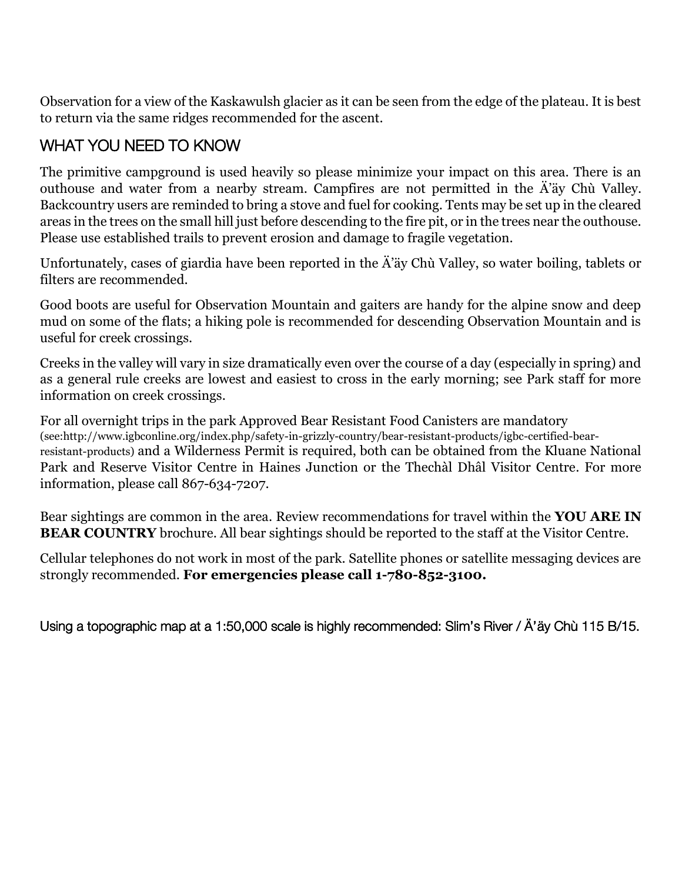Observation for a view of the Kaskawulsh glacier as it can be seen from the edge of the plateau. It is best to return via the same ridges recommended for the ascent.

## WHAT YOU NEED TO KNOW

The primitive campground is used heavily so please minimize your impact on this area. There is an outhouse and water from a nearby stream. Campfires are not permitted in the Ä'äy Chù Valley. Backcountry users are reminded to bring a stove and fuel for cooking. Tents may be set up in the cleared areas in the trees on the small hill just before descending to the fire pit, or in the trees near the outhouse. Please use established trails to prevent erosion and damage to fragile vegetation.

Unfortunately, cases of giardia have been reported in the Ä'äy Chù Valley, so water boiling, tablets or filters are recommended.

Good boots are useful for Observation Mountain and gaiters are handy for the alpine snow and deep mud on some of the flats; a hiking pole is recommended for descending Observation Mountain and is useful for creek crossings.

Creeks in the valley will vary in size dramatically even over the course of a day (especially in spring) and as a general rule creeks are lowest and easiest to cross in the early morning; see Park staff for more information on creek crossings.

For all overnight trips in the park Approved Bear Resistant Food Canisters are mandatory (see:http://www.igbconline.org/index.php/safety-in-grizzly-country/bear-resistant-products/igbc-certified-bear-resistant-products) and a Wilderness Permit is required, both can be obtained from the Kluane National Park and Reserve Visitor Centre in Haines Junction or the Thechàl Dhâl Visitor Centre. For more information, please call 867-634-7207.

Bear sightings are common in the area. Review recommendations for travel within the **YOU ARE IN BEAR COUNTRY** brochure. All bear sightings should be reported to the staff at the Visitor Centre.

Cellular telephones do not work in most of the park. Satellite phones or satellite messaging devices are strongly recommended. **For emergencies please call 1-780-852-3100.**

Using a topographic map at a 1:50,000 scale is highly recommended: Slim's River / Ä'äy Chù 115 B/15.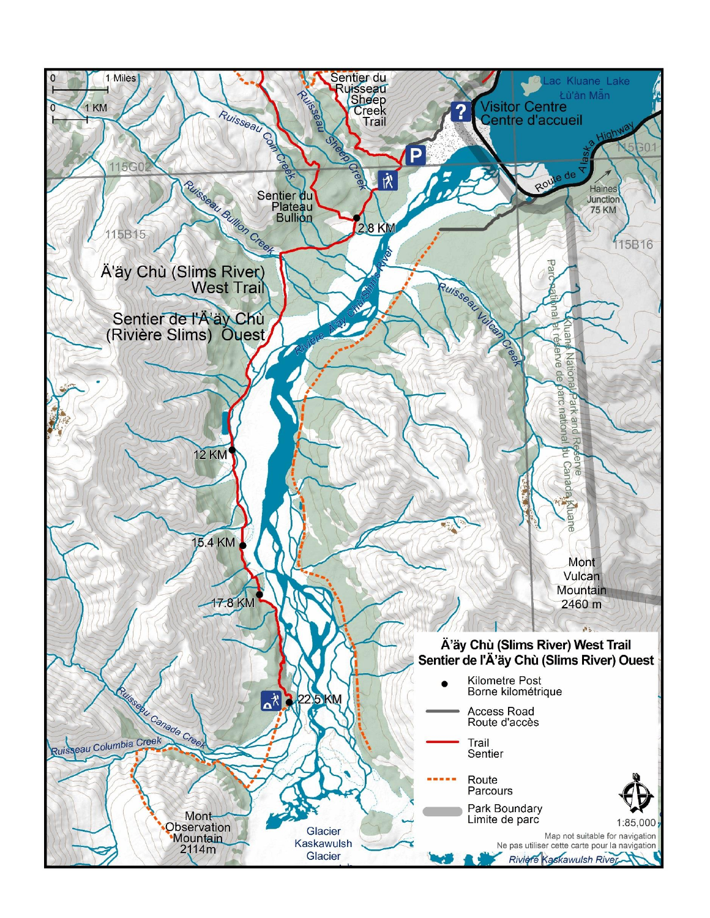0 1 Miles

0 1 KM

Lac Kluane Lake
Łù'àn Mān

Visitor Centre
Centre d'accueil

Alaska Highway
Route de

Haines Junction
75 KM

115G01

115G02

Sentier du Ruisseau Sheep Creek Trail

Ruisseau Sheep Creek

Ruisseau Congdon Creek

Ruisseau Bullion Creek

Sentier du Plateau Bullion

2.8 KM

115B15

115B16

Ä'äy Chù (Slims River) West Trail

Sentier de l'Ä'äy Chù (Rivière Slims) Ouest

Rivière Ä'äy Chù/Slims River

Ruisseau Vulcan Creek

Kluane National Park and Reserve
Parc national et réserve de parc national du Canada Kluane

12 KM

15.4 KM

17.8 KM

22.5 KM

Mont Vulcan Mountain
2460 m

Ruisseau Canada Creek

Ruisseau Columbia Creek

Mont Observation Mountain
2114m

Glacier Kaskawulsh Glacier

Rivière Kaskawulsh River

## Ä'äy Chù (Slims River) West Trail
## Sentier de l'Ä'äy Chù (Slims River) Ouest

- Kilometre Post / Borne kilométrique
- Access Road / Route d'accès
- Trail / Sentier
- Route / Parcours
- Park Boundary / Limite de parc

1:85,000

Map not suitable for navigation
Ne pas utiliser cette carte pour la navigation